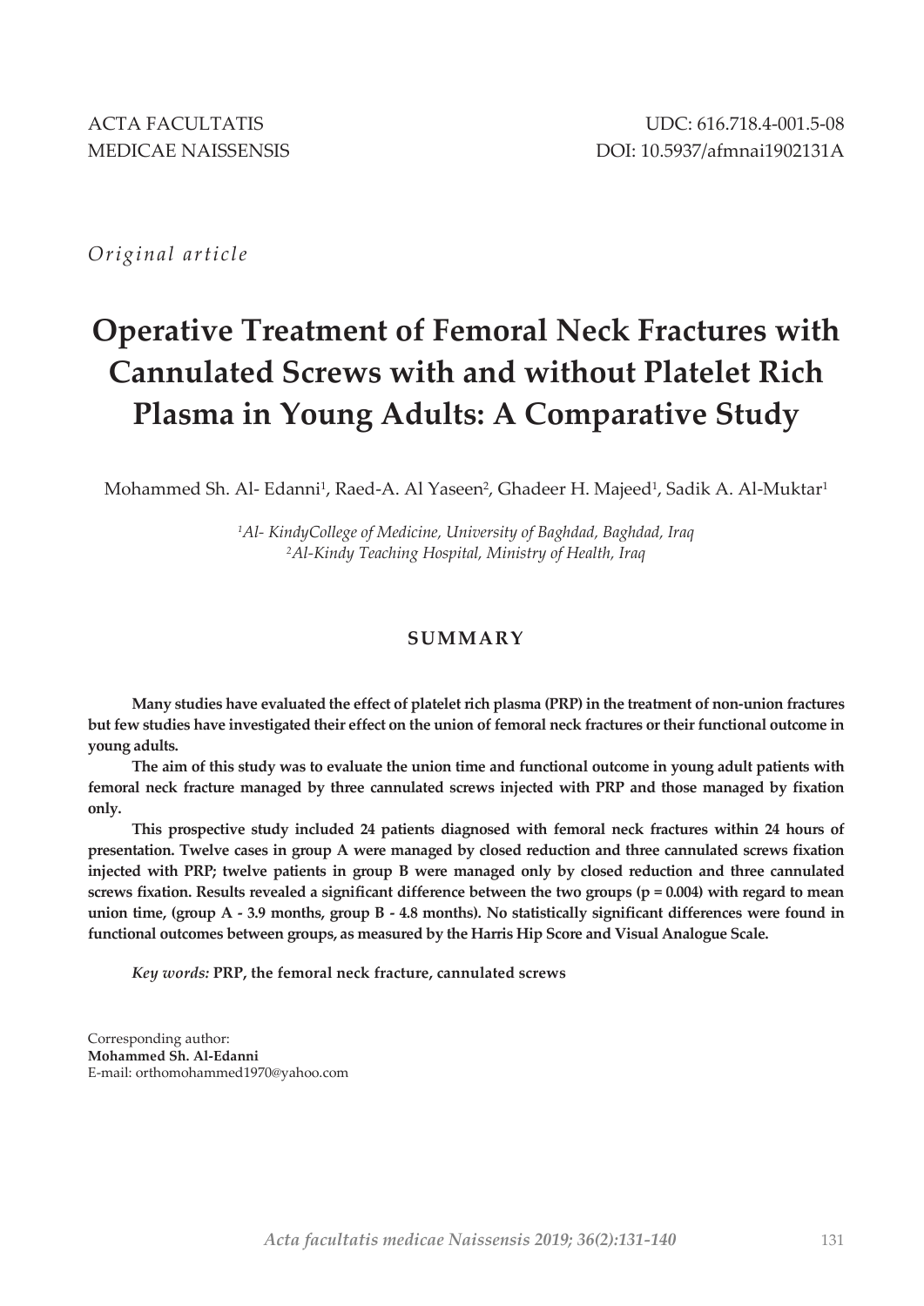ACTA FACULTATIS
MEDICAE NAISSENSIS

UDC: 616.718.4-001.5-08
DOI: 10.5937/afmnai1902131A

*Original article*

# Operative Treatment of Femoral Neck Fractures with Cannulated Screws with and without Platelet Rich Plasma in Young Adults: A Comparative Study

Mohammed Sh. Al- Edanni[1], Raed-A. Al Yaseen[2], Ghadeer H. Majeed[1], Sadik A. Al-Muktar[1]

*[1]Al- KindyCollege of Medicine, University of Baghdad, Baghdad, Iraq*
*[2]Al-Kindy Teaching Hospital, Ministry of Health, Iraq*

## SUMMARY

**Many studies have evaluated the effect of platelet rich plasma (PRP) in the treatment of non-union fractures but few studies have investigated their effect on the union of femoral neck fractures or their functional outcome in young adults.**

**The aim of this study was to evaluate the union time and functional outcome in young adult patients with femoral neck fracture managed by three cannulated screws injected with PRP and those managed by fixation only.**

**This prospective study included 24 patients diagnosed with femoral neck fractures within 24 hours of presentation. Twelve cases in group A were managed by closed reduction and three cannulated screws fixation injected with PRP; twelve patients in group B were managed only by closed reduction and three cannulated screws fixation. Results revealed a significant difference between the two groups (p = 0.004) with regard to mean union time, (group A - 3.9 months, group B - 4.8 months). No statistically significant differences were found in functional outcomes between groups, as measured by the Harris Hip Score and Visual Analogue Scale.**

*Key words:* **PRP, the femoral neck fracture, cannulated screws**

Corresponding author:
**Mohammed Sh. Al-Edanni**
E-mail: orthomohammed1970@yahoo.com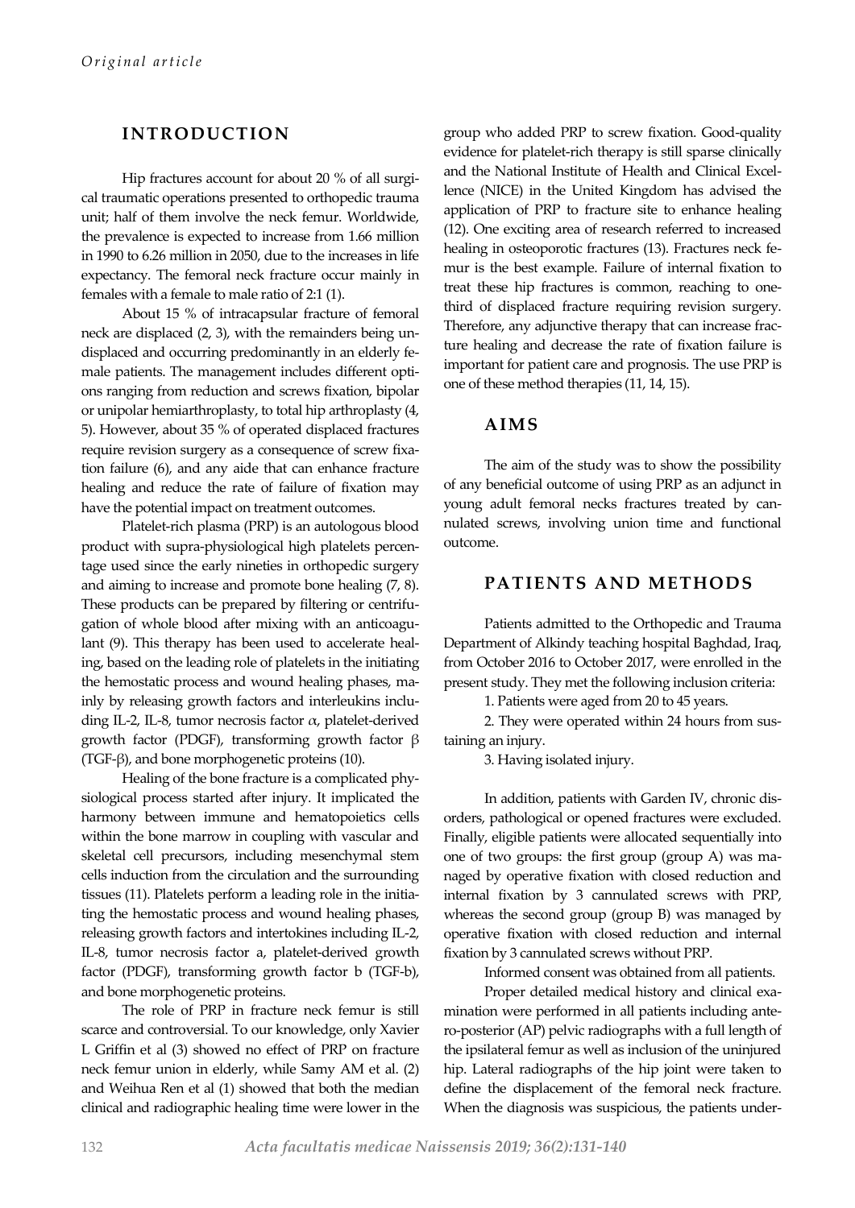## INTRODUCTION

Hip fractures account for about 20 % of all surgical traumatic operations presented to orthopedic trauma unit; half of them involve the neck femur. Worldwide, the prevalence is expected to increase from 1.66 million in 1990 to 6.26 million in 2050, due to the increases in life expectancy. The femoral neck fracture occur mainly in females with a female to male ratio of 2:1 (1).

About 15 % of intracapsular fracture of femoral neck are displaced (2, 3), with the remainders being undisplaced and occurring predominantly in an elderly female patients. The management includes different options ranging from reduction and screws fixation, bipolar or unipolar hemiarthroplasty, to total hip arthroplasty (4, 5). However, about 35 % of operated displaced fractures require revision surgery as a consequence of screw fixation failure (6), and any aide that can enhance fracture healing and reduce the rate of failure of fixation may have the potential impact on treatment outcomes.

Platelet-rich plasma (PRP) is an autologous blood product with supra-physiological high platelets percentage used since the early nineties in orthopedic surgery and aiming to increase and promote bone healing (7, 8). These products can be prepared by filtering or centrifugation of whole blood after mixing with an anticoagulant (9). This therapy has been used to accelerate healing, based on the leading role of platelets in the initiating the hemostatic process and wound healing phases, mainly by releasing growth factors and interleukins including IL-2, IL-8, tumor necrosis factor $\alpha$, platelet-derived growth factor (PDGF), transforming growth factor $\beta$ (TGF-$\beta$), and bone morphogenetic proteins (10).

Healing of the bone fracture is a complicated physiological process started after injury. It implicated the harmony between immune and hematopoietics cells within the bone marrow in coupling with vascular and skeletal cell precursors, including mesenchymal stem cells induction from the circulation and the surrounding tissues (11). Platelets perform a leading role in the initiating the hemostatic process and wound healing phases, releasing growth factors and intertokines including IL-2, IL-8, tumor necrosis factor a, platelet-derived growth factor (PDGF), transforming growth factor b (TGF-b), and bone morphogenetic proteins.

The role of PRP in fracture neck femur is still scarce and controversial. To our knowledge, only Xavier L Griffin et al (3) showed no effect of PRP on fracture neck femur union in elderly, while Samy AM et al. (2) and Weihua Ren et al (1) showed that both the median clinical and radiographic healing time were lower in the group who added PRP to screw fixation. Good-quality evidence for platelet-rich therapy is still sparse clinically and the National Institute of Health and Clinical Excellence (NICE) in the United Kingdom has advised the application of PRP to fracture site to enhance healing (12). One exciting area of research referred to increased healing in osteoporotic fractures (13). Fractures neck femur is the best example. Failure of internal fixation to treat these hip fractures is common, reaching to one-third of displaced fracture requiring revision surgery. Therefore, any adjunctive therapy that can increase fracture healing and decrease the rate of fixation failure is important for patient care and prognosis. The use PRP is one of these method therapies (11, 14, 15).

## AIMS

The aim of the study was to show the possibility of any beneficial outcome of using PRP as an adjunct in young adult femoral necks fractures treated by cannulated screws, involving union time and functional outcome.

## PATIENTS AND METHODS

Patients admitted to the Orthopedic and Trauma Department of Alkindy teaching hospital Baghdad, Iraq, from October 2016 to October 2017, were enrolled in the present study. They met the following inclusion criteria:

1. Patients were aged from 20 to 45 years.
2. They were operated within 24 hours from sustaining an injury.
3. Having isolated injury.

In addition, patients with Garden IV, chronic disorders, pathological or opened fractures were excluded. Finally, eligible patients were allocated sequentially into one of two groups: the first group (group A) was managed by operative fixation with closed reduction and internal fixation by 3 cannulated screws with PRP, whereas the second group (group B) was managed by operative fixation with closed reduction and internal fixation by 3 cannulated screws without PRP.

Informed consent was obtained from all patients.

Proper detailed medical history and clinical examination were performed in all patients including antero-posterior (AP) pelvic radiographs with a full length of the ipsilateral femur as well as inclusion of the uninjured hip. Lateral radiographs of the hip joint were taken to define the displacement of the femoral neck fracture. When the diagnosis was suspicious, the patients under-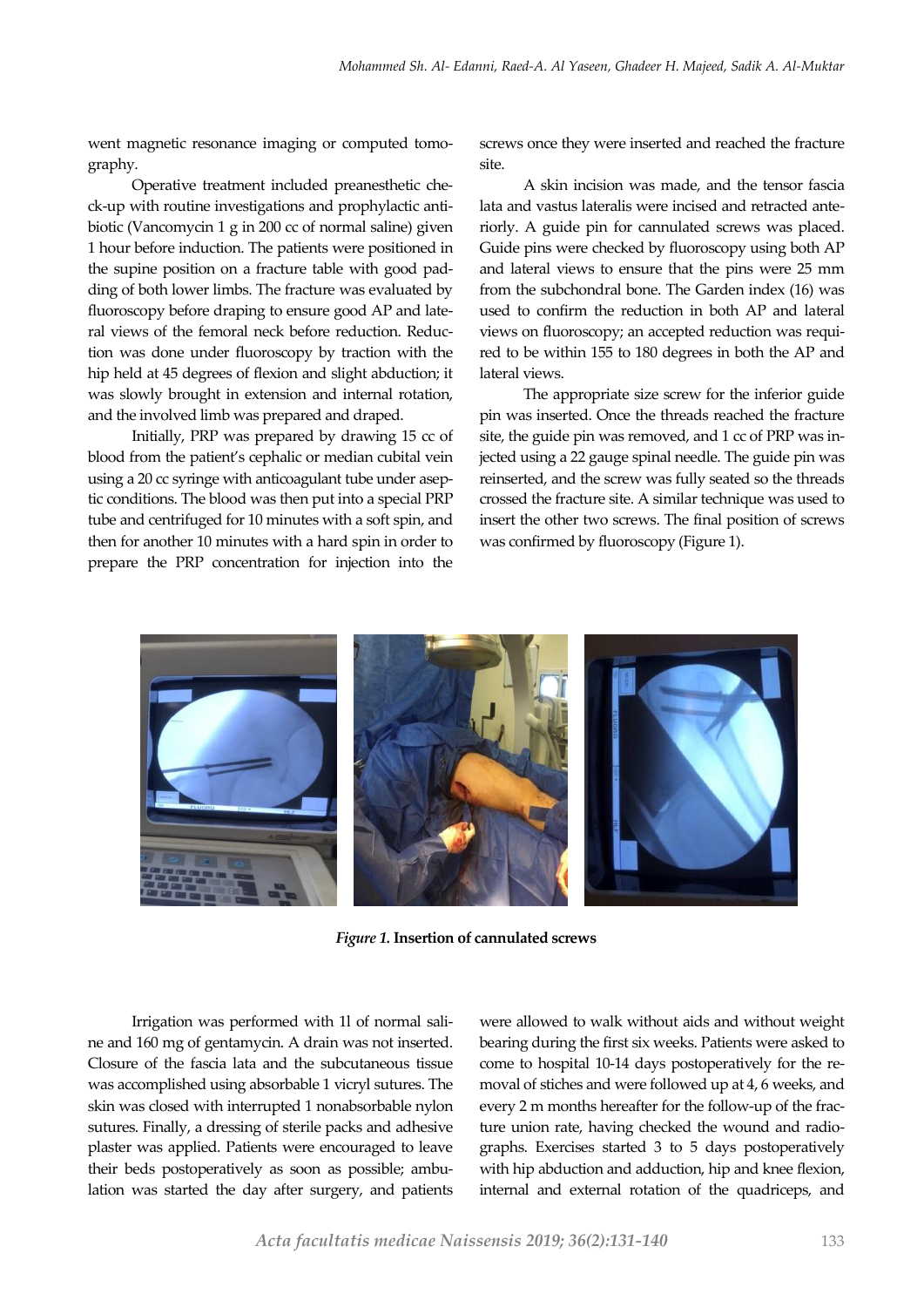went magnetic resonance imaging or computed tomography.

Operative treatment included preanesthetic check-up with routine investigations and prophylactic antibiotic (Vancomycin 1 g in 200 cc of normal saline) given 1 hour before induction. The patients were positioned in the supine position on a fracture table with good padding of both lower limbs. The fracture was evaluated by fluoroscopy before draping to ensure good AP and lateral views of the femoral neck before reduction. Reduction was done under fluoroscopy by traction with the hip held at 45 degrees of flexion and slight abduction; it was slowly brought in extension and internal rotation, and the involved limb was prepared and draped.

Initially, PRP was prepared by drawing 15 cc of blood from the patient's cephalic or median cubital vein using a 20 cc syringe with anticoagulant tube under aseptic conditions. The blood was then put into a special PRP tube and centrifuged for 10 minutes with a soft spin, and then for another 10 minutes with a hard spin in order to prepare the PRP concentration for injection into the screws once they were inserted and reached the fracture site.

A skin incision was made, and the tensor fascia lata and vastus lateralis were incised and retracted anteriorly. A guide pin for cannulated screws was placed. Guide pins were checked by fluoroscopy using both AP and lateral views to ensure that the pins were 25 mm from the subchondral bone. The Garden index (16) was used to confirm the reduction in both AP and lateral views on fluoroscopy; an accepted reduction was required to be within 155 to 180 degrees in both the AP and lateral views.

The appropriate size screw for the inferior guide pin was inserted. Once the threads reached the fracture site, the guide pin was removed, and 1 cc of PRP was injected using a 22 gauge spinal needle. The guide pin was reinserted, and the screw was fully seated so the threads crossed the fracture site. A similar technique was used to insert the other two screws. The final position of screws was confirmed by fluoroscopy (Figure 1).

***Figure 1.* Insertion of cannulated screws**

Irrigation was performed with 1l of normal saline and 160 mg of gentamycin. A drain was not inserted. Closure of the fascia lata and the subcutaneous tissue was accomplished using absorbable 1 vicryl sutures. The skin was closed with interrupted 1 nonabsorbable nylon sutures. Finally, a dressing of sterile packs and adhesive plaster was applied. Patients were encouraged to leave their beds postoperatively as soon as possible; ambulation was started the day after surgery, and patients were allowed to walk without aids and without weight bearing during the first six weeks. Patients were asked to come to hospital 10-14 days postoperatively for the removal of stiches and were followed up at 4, 6 weeks, and every 2 m months hereafter for the follow-up of the fracture union rate, having checked the wound and radiographs. Exercises started 3 to 5 days postoperatively with hip abduction and adduction, hip and knee flexion, internal and external rotation of the quadriceps, and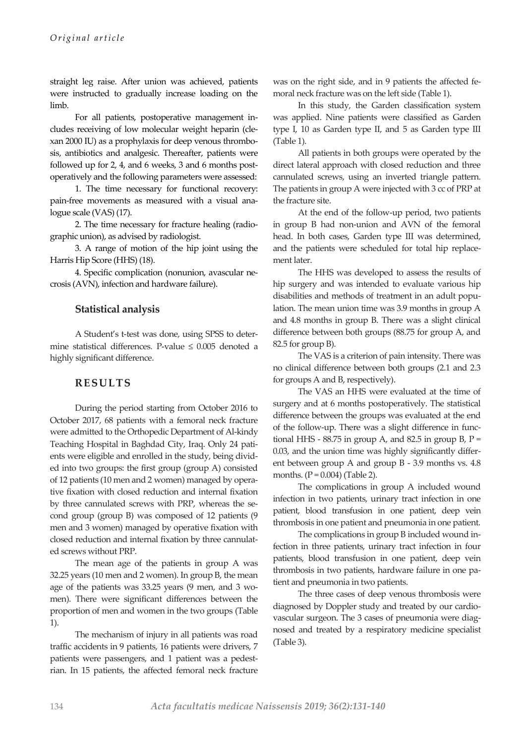straight leg raise. After union was achieved, patients were instructed to gradually increase loading on the limb.

For all patients, postoperative management includes receiving of low molecular weight heparin (clexan 2000 IU) as a prophylaxis for deep venous thrombosis, antibiotics and analgesic. Thereafter, patients were followed up for 2, 4, and 6 weeks, 3 and 6 months postoperatively and the following parameters were assessed:

1. The time necessary for functional recovery: pain-free movements as measured with a visual analogue scale (VAS) (17).

2. The time necessary for fracture healing (radiographic union), as advised by radiologist.

3. A range of motion of the hip joint using the Harris Hip Score (HHS) (18).

4. Specific complication (nonunion, avascular necrosis (AVN), infection and hardware failure).

### Statistical analysis

A Student's t-test was done, using SPSS to determine statistical differences. P-value ≤ 0.005 denoted a highly significant difference.

## RESULTS

During the period starting from October 2016 to October 2017, 68 patients with a femoral neck fracture were admitted to the Orthopedic Department of Al-kindy Teaching Hospital in Baghdad City, Iraq. Only 24 patients were eligible and enrolled in the study, being divided into two groups: the first group (group A) consisted of 12 patients (10 men and 2 women) managed by operative fixation with closed reduction and internal fixation by three cannulated screws with PRP, whereas the second group (group B) was composed of 12 patients (9 men and 3 women) managed by operative fixation with closed reduction and internal fixation by three cannulated screws without PRP.

The mean age of the patients in group A was 32.25 years (10 men and 2 women). In group B, the mean age of the patients was 33.25 years (9 men, and 3 women). There were significant differences between the proportion of men and women in the two groups (Table 1).

The mechanism of injury in all patients was road traffic accidents in 9 patients, 16 patients were drivers, 7 patients were passengers, and 1 patient was a pedestrian. In 15 patients, the affected femoral neck fracture was on the right side, and in 9 patients the affected femoral neck fracture was on the left side (Table 1).

In this study, the Garden classification system was applied. Nine patients were classified as Garden type I, 10 as Garden type II, and 5 as Garden type III (Table 1).

All patients in both groups were operated by the direct lateral approach with closed reduction and three cannulated screws, using an inverted triangle pattern. The patients in group A were injected with 3 cc of PRP at the fracture site.

At the end of the follow-up period, two patients in group B had non-union and AVN of the femoral head. In both cases, Garden type III was determined, and the patients were scheduled for total hip replacement later.

The HHS was developed to assess the results of hip surgery and was intended to evaluate various hip disabilities and methods of treatment in an adult population. The mean union time was 3.9 months in group A and 4.8 months in group B. There was a slight clinical difference between both groups (88.75 for group A, and 82.5 for group B).

The VAS is a criterion of pain intensity. There was no clinical difference between both groups (2.1 and 2.3 for groups A and B, respectively).

The VAS an HHS were evaluated at the time of surgery and at 6 months postoperatively. The statistical difference between the groups was evaluated at the end of the follow-up. There was a slight difference in functional HHS - 88.75 in group A, and 82.5 in group B, P = 0.03, and the union time was highly significantly different between group A and group B - 3.9 months vs. 4.8 months. (P = 0.004) (Table 2).

The complications in group A included wound infection in two patients, urinary tract infection in one patient, blood transfusion in one patient, deep vein thrombosis in one patient and pneumonia in one patient.

The complications in group B included wound infection in three patients, urinary tract infection in four patients, blood transfusion in one patient, deep vein thrombosis in two patients, hardware failure in one patient and pneumonia in two patients.

The three cases of deep venous thrombosis were diagnosed by Doppler study and treated by our cardiovascular surgeon. The 3 cases of pneumonia were diagnosed and treated by a respiratory medicine specialist (Table 3).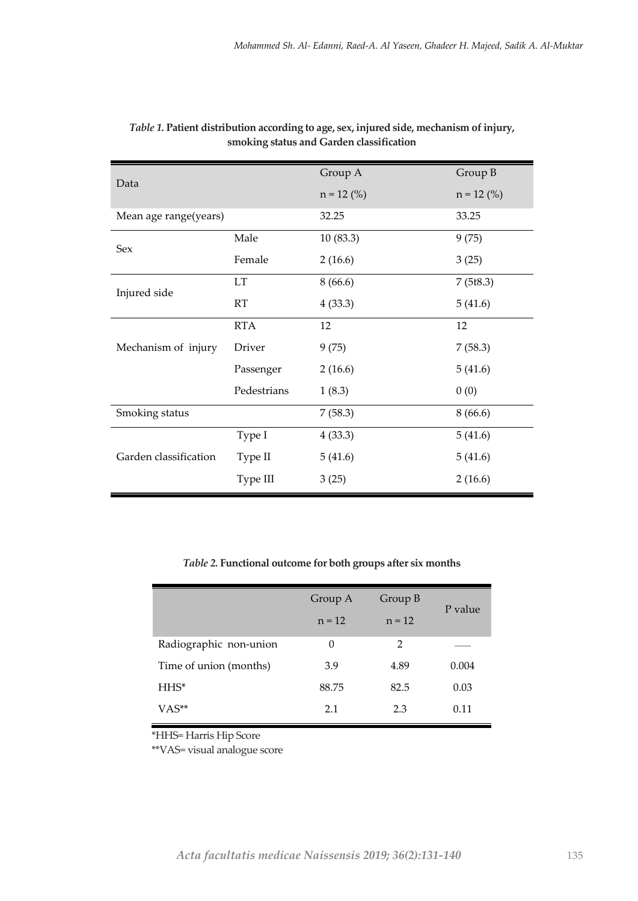*Table 1.* **Patient distribution according to age, sex, injured side, mechanism of injury, smoking status and Garden classification**

| Data | | Group A<br>n = 12 (%) | Group B<br>n = 12 (%) |
|---|---|---|---|
| Mean age range(years) | | 32.25 | 33.25 |
| Sex | Male | 10 (83.3) | 9 (75) |
| | Female | 2 (16.6) | 3 (25) |
| Injured side | LT | 8 (66.6) | 7 (5t8.3) |
| | RT | 4 (33.3) | 5 (41.6) |
| Mechanism of injury | RTA | 12 | 12 |
| | Driver | 9 (75) | 7 (58.3) |
| | Passenger | 2 (16.6) | 5 (41.6) |
| | Pedestrians | 1 (8.3) | 0 (0) |
| Smoking status | | 7 (58.3) | 8 (66.6) |
| Garden classification | Type I | 4 (33.3) | 5 (41.6) |
| | Type II | 5 (41.6) | 5 (41.6) |
| | Type III | 3 (25) | 2 (16.6) |

*Table 2.* **Functional outcome for both groups after six months**

| | Group A<br>n = 12 | Group B<br>n = 12 | P value |
|---|---|---|---|
| Radiographic non-union | 0 | 2 | —— |
| Time of union (months) | 3.9 | 4.89 | 0.004 |
| HHS* | 88.75 | 82.5 | 0.03 |
| VAS** | 2.1 | 2.3 | 0.11 |

*HHS= Harris Hip Score

**VAS= visual analogue score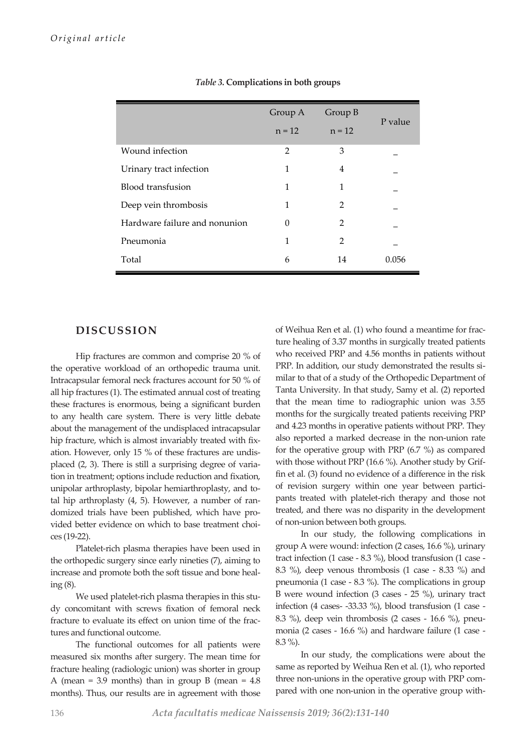*Table 3.* **Complications in both groups**

| | Group A n = 12 | Group B n = 12 | P value |
|---|---|---|---|
| Wound infection | 2 | 3 | _ |
| Urinary tract infection | 1 | 4 | _ |
| Blood transfusion | 1 | 1 | _ |
| Deep vein thrombosis | 1 | 2 | _ |
| Hardware failure and nonunion | 0 | 2 | _ |
| Pneumonia | 1 | 2 | _ |
| Total | 6 | 14 | 0.056 |

## DISCUSSION

Hip fractures are common and comprise 20 % of the operative workload of an orthopedic trauma unit. Intracapsular femoral neck fractures account for 50 % of all hip fractures (1). The estimated annual cost of treating these fractures is enormous, being a significant burden to any health care system. There is very little debate about the management of the undisplaced intracapsular hip fracture, which is almost invariably treated with fixation. However, only 15 % of these fractures are undisplaced (2, 3). There is still a surprising degree of variation in treatment; options include reduction and fixation, unipolar arthroplasty, bipolar hemiarthroplasty, and total hip arthroplasty (4, 5). However, a number of randomized trials have been published, which have provided better evidence on which to base treatment choices (19-22).

Platelet-rich plasma therapies have been used in the orthopedic surgery since early nineties (7), aiming to increase and promote both the soft tissue and bone healing (8).

We used platelet-rich plasma therapies in this study concomitant with screws fixation of femoral neck fracture to evaluate its effect on union time of the fractures and functional outcome.

The functional outcomes for all patients were measured six months after surgery. The mean time for fracture healing (radiologic union) was shorter in group A (mean = 3.9 months) than in group B (mean = 4.8 months). Thus, our results are in agreement with those of Weihua Ren et al. (1) who found a meantime for fracture healing of 3.37 months in surgically treated patients who received PRP and 4.56 months in patients without PRP. In addition, our study demonstrated the results similar to that of a study of the Orthopedic Department of Tanta University. In that study, Samy et al. (2) reported that the mean time to radiographic union was 3.55 months for the surgically treated patients receiving PRP and 4.23 months in operative patients without PRP. They also reported a marked decrease in the non-union rate for the operative group with PRP (6.7 %) as compared with those without PRP (16.6 %). Another study by Griffin et al. (3) found no evidence of a difference in the risk of revision surgery within one year between participants treated with platelet-rich therapy and those not treated, and there was no disparity in the development of non-union between both groups.

In our study, the following complications in group A were wound: infection (2 cases, 16.6 %), urinary tract infection (1 case - 8.3 %), blood transfusion (1 case - 8.3 %), deep venous thrombosis (1 case - 8.33 %) and pneumonia (1 case - 8.3 %). The complications in group B were wound infection (3 cases - 25 %), urinary tract infection (4 cases- -33.33 %), blood transfusion (1 case - 8.3 %), deep vein thrombosis (2 cases - 16.6 %), pneumonia (2 cases - 16.6 %) and hardware failure (1 case - 8.3 %).

In our study, the complications were about the same as reported by Weihua Ren et al. (1), who reported three non-unions in the operative group with PRP compared with one non-union in the operative group with-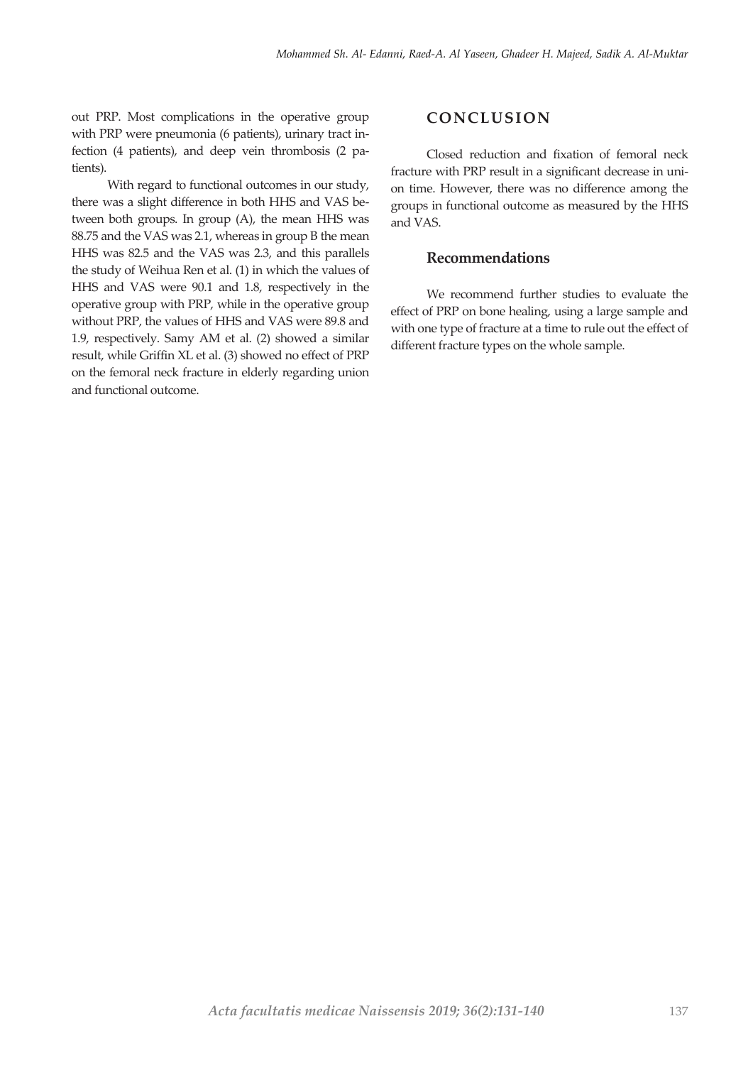out PRP. Most complications in the operative group with PRP were pneumonia (6 patients), urinary tract infection (4 patients), and deep vein thrombosis (2 patients).

With regard to functional outcomes in our study, there was a slight difference in both HHS and VAS between both groups. In group (A), the mean HHS was 88.75 and the VAS was 2.1, whereas in group B the mean HHS was 82.5 and the VAS was 2.3, and this parallels the study of Weihua Ren et al. (1) in which the values of HHS and VAS were 90.1 and 1.8, respectively in the operative group with PRP, while in the operative group without PRP, the values of HHS and VAS were 89.8 and 1.9, respectively. Samy AM et al. (2) showed a similar result, while Griffin XL et al. (3) showed no effect of PRP on the femoral neck fracture in elderly regarding union and functional outcome.

## CONCLUSION

Closed reduction and fixation of femoral neck fracture with PRP result in a significant decrease in union time. However, there was no difference among the groups in functional outcome as measured by the HHS and VAS.

### Recommendations

We recommend further studies to evaluate the effect of PRP on bone healing, using a large sample and with one type of fracture at a time to rule out the effect of different fracture types on the whole sample.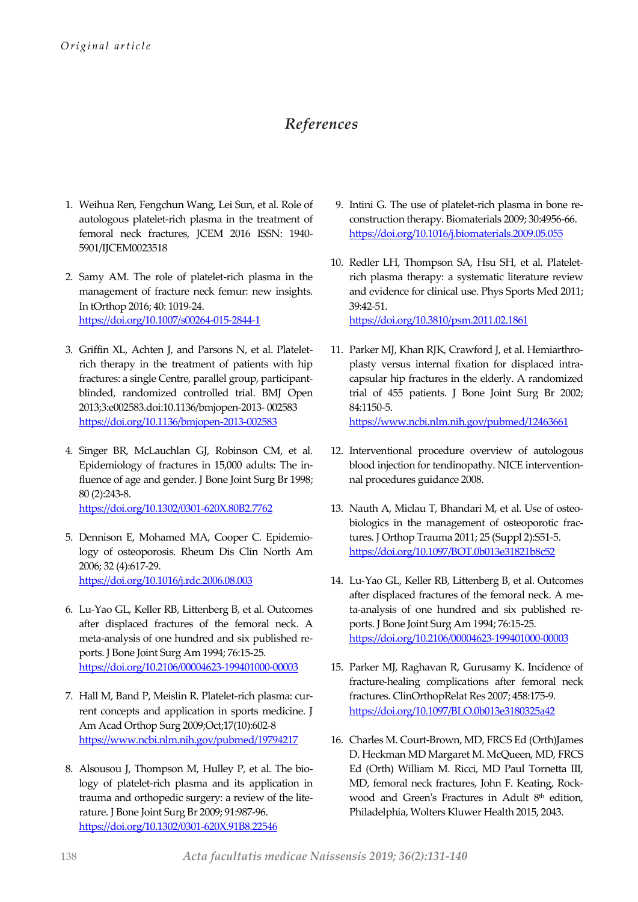## References

1. Weihua Ren, Fengchun Wang, Lei Sun, et al. Role of autologous platelet-rich plasma in the treatment of femoral neck fractures, JCEM 2016 ISSN: 1940-5901/IJCEM0023518

2. Samy AM. The role of platelet-rich plasma in the management of fracture neck femur: new insights. In tOrthop 2016; 40: 1019-24. https://doi.org/10.1007/s00264-015-2844-1

3. Griffin XL, Achten J, and Parsons N, et al. Platelet-rich therapy in the treatment of patients with hip fractures: a single Centre, parallel group, participant-blinded, randomized controlled trial. BMJ Open 2013;3:e002583.doi:10.1136/bmjopen-2013- 002583 https://doi.org/10.1136/bmjopen-2013-002583

4. Singer BR, McLauchlan GJ, Robinson CM, et al. Epidemiology of fractures in 15,000 adults: The influence of age and gender. J Bone Joint Surg Br 1998; 80 (2):243-8. https://doi.org/10.1302/0301-620X.80B2.7762

5. Dennison E, Mohamed MA, Cooper C. Epidemiology of osteoporosis. Rheum Dis Clin North Am 2006; 32 (4):617-29. https://doi.org/10.1016/j.rdc.2006.08.003

6. Lu-Yao GL, Keller RB, Littenberg B, et al. Outcomes after displaced fractures of the femoral neck. A meta-analysis of one hundred and six published reports. J Bone Joint Surg Am 1994; 76:15-25. https://doi.org/10.2106/00004623-199401000-00003

7. Hall M, Band P, Meislin R. Platelet-rich plasma: current concepts and application in sports medicine. J Am Acad Orthop Surg 2009;Oct;17(10):602-8 https://www.ncbi.nlm.nih.gov/pubmed/19794217

8. Alsousou J, Thompson M, Hulley P, et al. The biology of platelet-rich plasma and its application in trauma and orthopedic surgery: a review of the literature. J Bone Joint Surg Br 2009; 91:987-96. https://doi.org/10.1302/0301-620X.91B8.22546

9. Intini G. The use of platelet-rich plasma in bone reconstruction therapy. Biomaterials 2009; 30:4956-66. https://doi.org/10.1016/j.biomaterials.2009.05.055

10. Redler LH, Thompson SA, Hsu SH, et al. Platelet-rich plasma therapy: a systematic literature review and evidence for clinical use. Phys Sports Med 2011; 39:42-51. https://doi.org/10.3810/psm.2011.02.1861

11. Parker MJ, Khan RJK, Crawford J, et al. Hemiarthroplasty versus internal fixation for displaced intracapsular hip fractures in the elderly. A randomized trial of 455 patients. J Bone Joint Surg Br 2002; 84:1150-5. https://www.ncbi.nlm.nih.gov/pubmed/12463661

12. Interventional procedure overview of autologous blood injection for tendinopathy. NICE interventional procedures guidance 2008.

13. Nauth A, Miclau T, Bhandari M, et al. Use of osteobiologics in the management of osteoporotic fractures. J Orthop Trauma 2011; 25 (Suppl 2):S51-5. https://doi.org/10.1097/BOT.0b013e31821b8c52

14. Lu-Yao GL, Keller RB, Littenberg B, et al. Outcomes after displaced fractures of the femoral neck. A meta-analysis of one hundred and six published reports. J Bone Joint Surg Am 1994; 76:15-25. https://doi.org/10.2106/00004623-199401000-00003

15. Parker MJ, Raghavan R, Gurusamy K. Incidence of fracture-healing complications after femoral neck fractures. ClinOrthopRelat Res 2007; 458:175-9. https://doi.org/10.1097/BLO.0b013e3180325a42

16. Charles M. Court-Brown, MD, FRCS Ed (Orth)James D. Heckman MD Margaret M. McQueen, MD, FRCS Ed (Orth) William M. Ricci, MD Paul Tornetta III, MD, femoral neck fractures, John F. Keating, Rockwood and Green's Fractures in Adult 8th edition, Philadelphia, Wolters Kluwer Health 2015, 2043.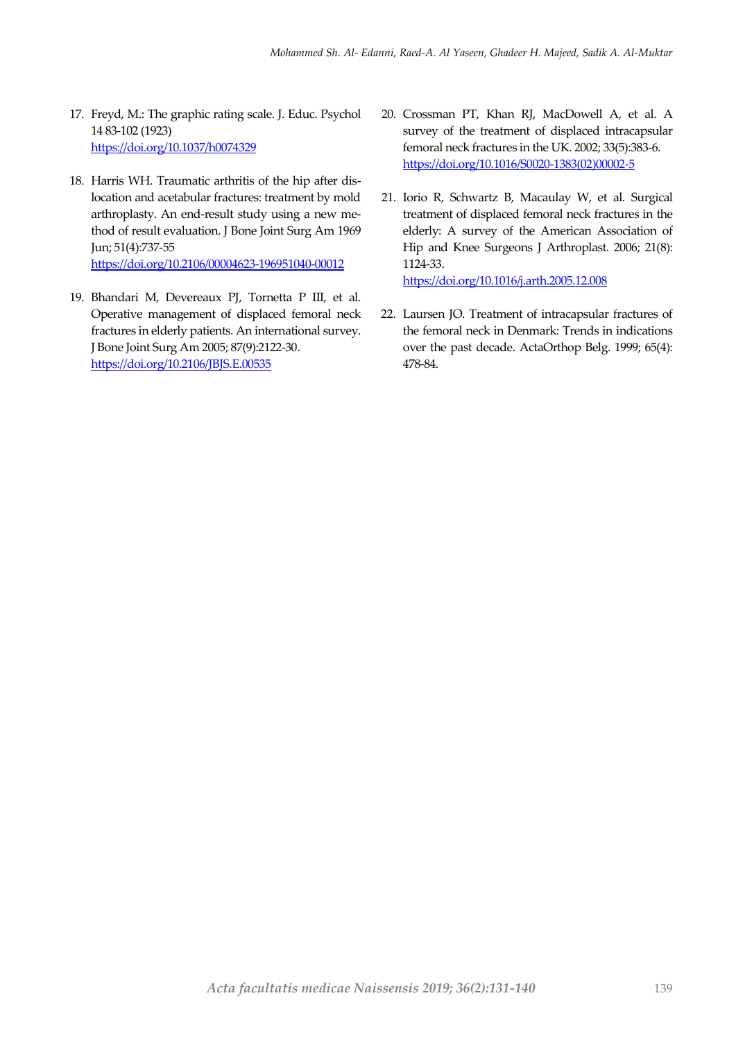17. Freyd, M.: The graphic rating scale. J. Educ. Psychol 14 83-102 (1923)
https://doi.org/10.1037/h0074329

18. Harris WH. Traumatic arthritis of the hip after dislocation and acetabular fractures: treatment by mold arthroplasty. An end-result study using a new method of result evaluation. J Bone Joint Surg Am 1969 Jun; 51(4):737-55
https://doi.org/10.2106/00004623-196951040-00012

19. Bhandari M, Devereaux PJ, Tornetta P III, et al. Operative management of displaced femoral neck fractures in elderly patients. An international survey. J Bone Joint Surg Am 2005; 87(9):2122-30.
https://doi.org/10.2106/JBJS.E.00535

20. Crossman PT, Khan RJ, MacDowell A, et al. A survey of the treatment of displaced intracapsular femoral neck fractures in the UK. 2002; 33(5):383-6.
https://doi.org/10.1016/S0020-1383(02)00002-5

21. Iorio R, Schwartz B, Macaulay W, et al. Surgical treatment of displaced femoral neck fractures in the elderly: A survey of the American Association of Hip and Knee Surgeons J Arthroplast. 2006; 21(8): 1124-33.
https://doi.org/10.1016/j.arth.2005.12.008

22. Laursen JO. Treatment of intracapsular fractures of the femoral neck in Denmark: Trends in indications over the past decade. ActaOrthop Belg. 1999; 65(4): 478-84.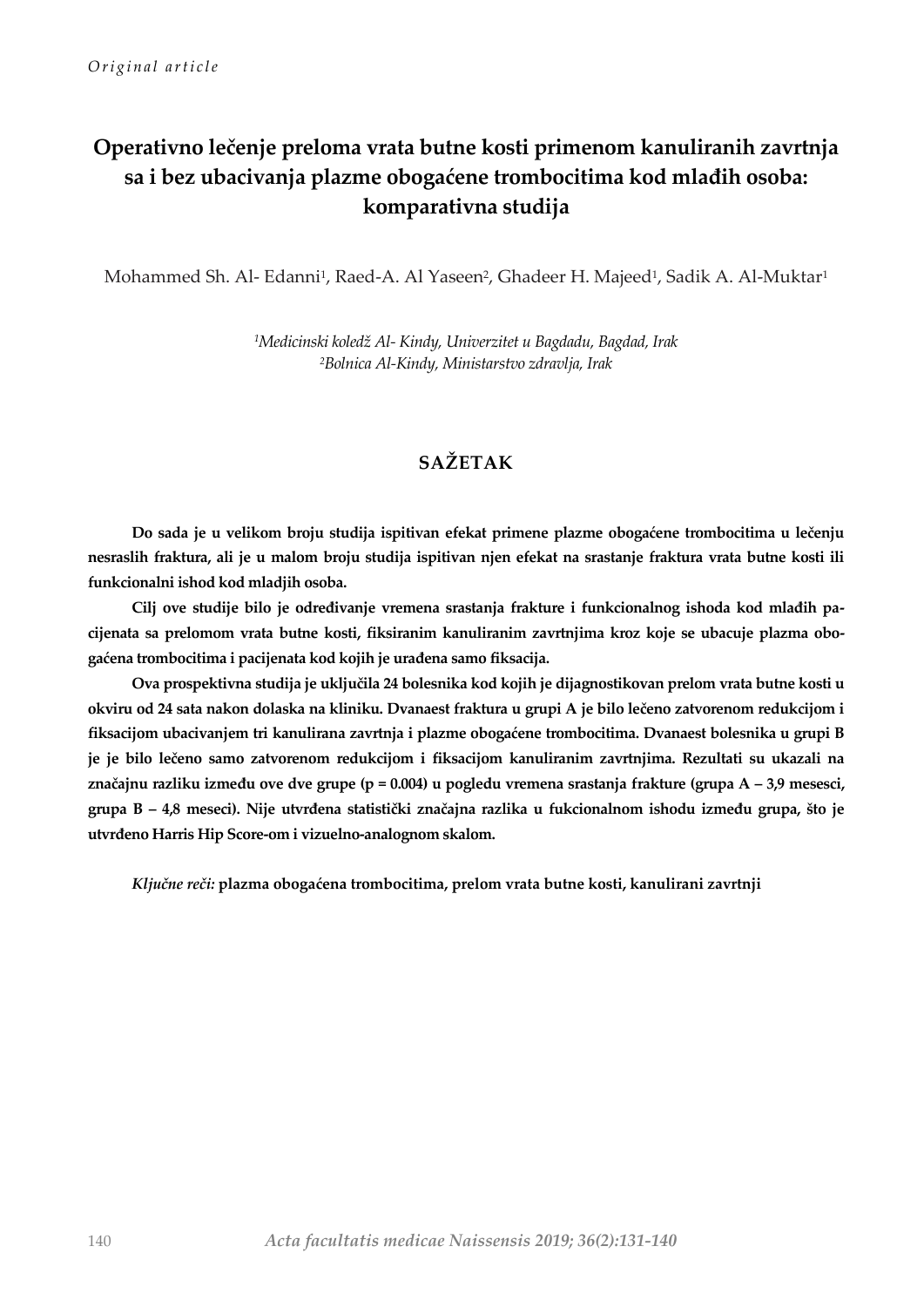*Original article*

# Operativno lečenje preloma vrata butne kosti primenom kanuliranih zavrtnja sa i bez ubacivanja plazme obogaćene trombocitima kod mlađih osoba: komparativna studija

Mohammed Sh. Al- Edanni[1], Raed-A. Al Yaseen[2], Ghadeer H. Majeed[1], Sadik A. Al-Muktar[1]

*[1]Medicinski koledž Al- Kindy, Univerzitet u Bagdadu, Bagdad, Irak*
*[2]Bolnica Al-Kindy, Ministarstvo zdravlja, Irak*

## SAŽETAK

**Do sada je u velikom broju studija ispitivan efekat primene plazme obogaćene trombocitima u lečenju nesraslih fraktura, ali je u malom broju studija ispitivan njen efekat na srastanje fraktura vrata butne kosti ili funkcionalni ishod kod mladjih osoba.**

**Cilj ove studije bilo je određivanje vremena srastanja frakture i funkcionalnog ishoda kod mlađih pacijenata sa prelomom vrata butne kosti, fiksiranim kanuliranim zavrtnjima kroz koje se ubacuje plazma obogaćena trombocitima i pacijenata kod kojih je urađena samo fiksacija.**

**Ova prospektivna studija je uključila 24 bolesnika kod kojih je dijagnostikovan prelom vrata butne kosti u okviru od 24 sata nakon dolaska na kliniku. Dvanaest fraktura u grupi A je bilo lečeno zatvorenom redukcijom i fiksacijom ubacivanjem tri kanulirana zavrtnja i plazme obogaćene trombocitima. Dvanaest bolesnika u grupi B je je bilo lečeno samo zatvorenom redukcijom i fiksacijom kanuliranim zavrtnjima. Rezultati su ukazali na značajnu razliku između ove dve grupe (p = 0.004) u pogledu vremena srastanja frakture (grupa A – 3,9 mesesci, grupa B – 4,8 meseci). Nije utvrđena statistički značajna razlika u fukcionalnom ishodu između grupa, što je utvrđeno Harris Hip Score-om i vizuelno-analognom skalom.**

*Ključne reči:* **plazma obogaćena trombocitima, prelom vrata butne kosti, kanulirani zavrtnji**